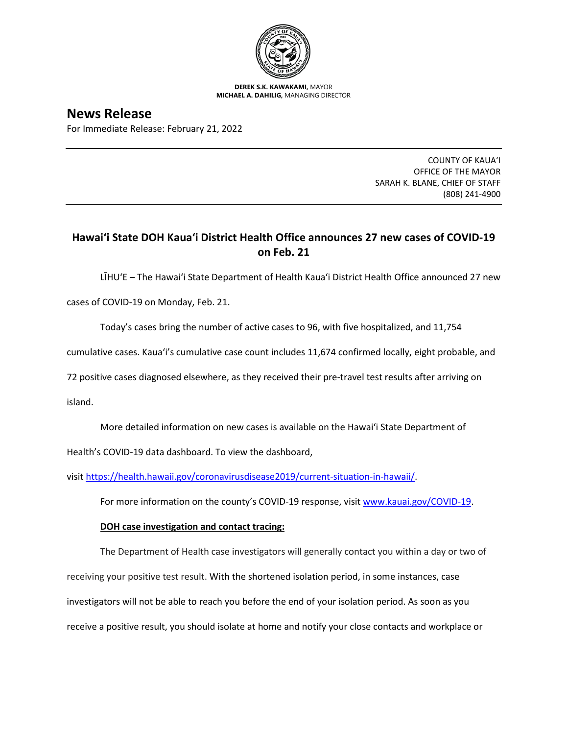**DEREK S.K. KAWAKAMI,** MAYOR
**MICHAEL A. DAHILIG,** MANAGING DIRECTOR

# News Release

For Immediate Release: February 21, 2022

COUNTY OF KAUAʻI
OFFICE OF THE MAYOR
SARAH K. BLANE, CHIEF OF STAFF
(808) 241-4900

## Hawaiʻi State DOH Kauaʻi District Health Office announces 27 new cases of COVID-19 on Feb. 21

LĪHUʻE – The Hawaiʻi State Department of Health Kauaʻi District Health Office announced 27 new cases of COVID-19 on Monday, Feb. 21.

Today's cases bring the number of active cases to 96, with five hospitalized, and 11,754 cumulative cases. Kauaʻi's cumulative case count includes 11,674 confirmed locally, eight probable, and 72 positive cases diagnosed elsewhere, as they received their pre-travel test results after arriving on island.

More detailed information on new cases is available on the Hawaiʻi State Department of Health's COVID-19 data dashboard. To view the dashboard, visit https://health.hawaii.gov/coronavirusdisease2019/current-situation-in-hawaii/.

For more information on the county's COVID-19 response, visit www.kauai.gov/COVID-19.

**DOH case investigation and contact tracing:**

The Department of Health case investigators will generally contact you within a day or two of receiving your positive test result. With the shortened isolation period, in some instances, case investigators will not be able to reach you before the end of your isolation period. As soon as you receive a positive result, you should isolate at home and notify your close contacts and workplace or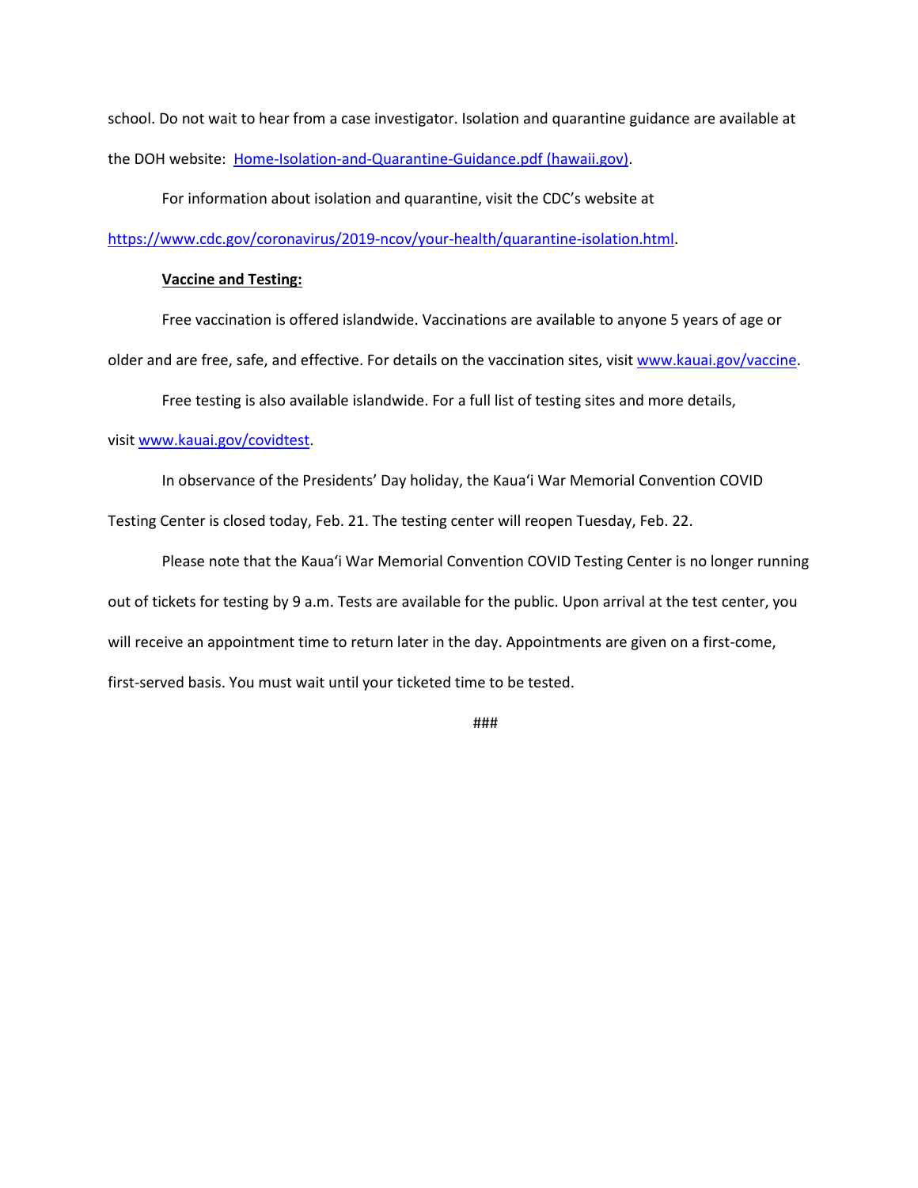school. Do not wait to hear from a case investigator. Isolation and quarantine guidance are available at the DOH website: [Home-Isolation-and-Quarantine-Guidance.pdf (hawaii.gov)](Home-Isolation-and-Quarantine-Guidance.pdf (hawaii.gov)).

For information about isolation and quarantine, visit the CDC's website at https://www.cdc.gov/coronavirus/2019-ncov/your-health/quarantine-isolation.html.

**Vaccine and Testing:**

Free vaccination is offered islandwide. Vaccinations are available to anyone 5 years of age or older and are free, safe, and effective. For details on the vaccination sites, visit www.kauai.gov/vaccine.

Free testing is also available islandwide. For a full list of testing sites and more details, visit www.kauai.gov/covidtest.

In observance of the Presidents' Day holiday, the Kaua'i War Memorial Convention COVID Testing Center is closed today, Feb. 21. The testing center will reopen Tuesday, Feb. 22.

Please note that the Kaua'i War Memorial Convention COVID Testing Center is no longer running out of tickets for testing by 9 a.m. Tests are available for the public. Upon arrival at the test center, you will receive an appointment time to return later in the day. Appointments are given on a first-come, first-served basis. You must wait until your ticketed time to be tested.

###